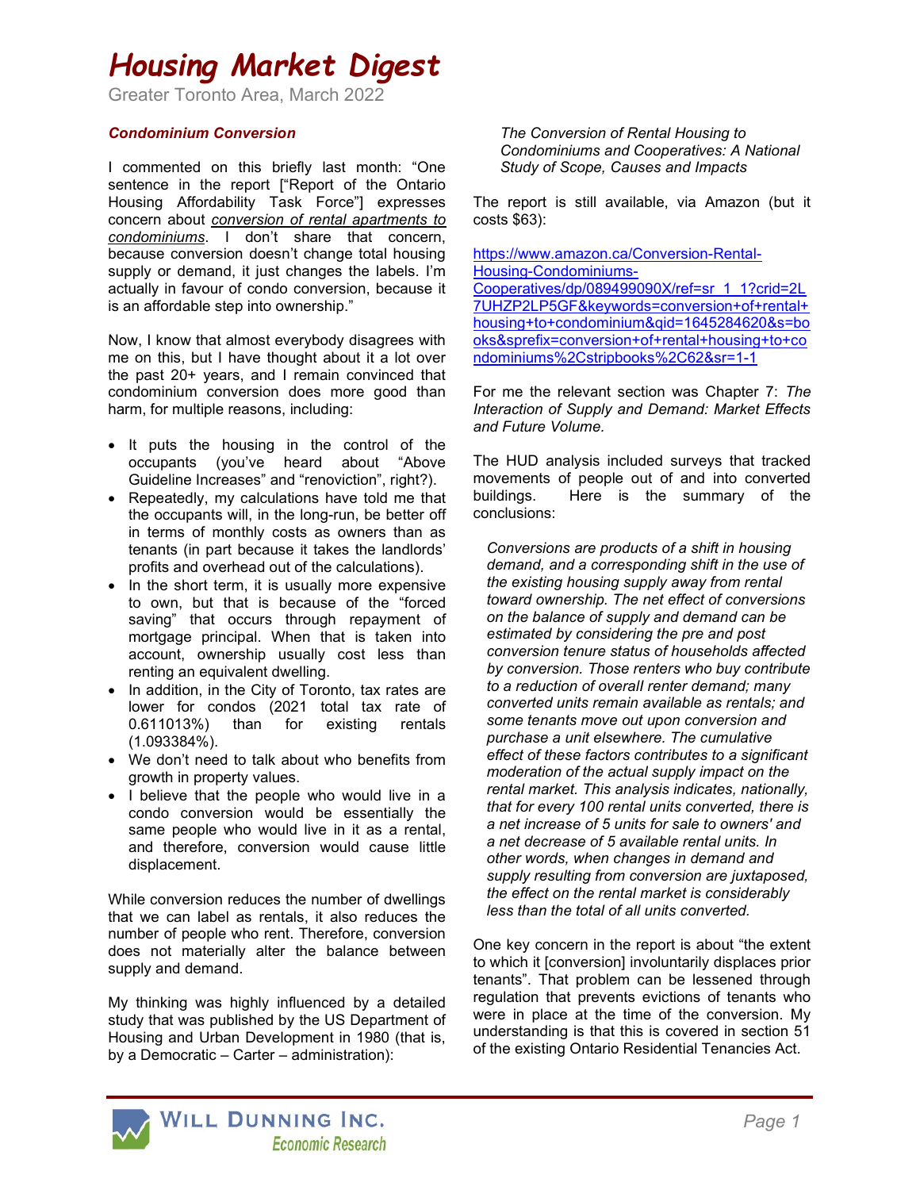# Housing Market Digest

Greater Toronto Area, March 2022

### *Condominium Conversion*

I commented on this briefly last month: "One sentence in the report ["Report of the Ontario Housing Affordability Task Force"] expresses concern about *conversion of rental apartments to condominiums*. I don't share that concern, because conversion doesn't change total housing supply or demand, it just changes the labels. I'm actually in favour of condo conversion, because it is an affordable step into ownership."

Now, I know that almost everybody disagrees with me on this, but I have thought about it a lot over the past 20+ years, and I remain convinced that condominium conversion does more good than harm, for multiple reasons, including:

- It puts the housing in the control of the occupants (you've heard about "Above Guideline Increases" and "renoviction", right?).
- Repeatedly, my calculations have told me that the occupants will, in the long-run, be better off in terms of monthly costs as owners than as tenants (in part because it takes the landlords' profits and overhead out of the calculations).
- In the short term, it is usually more expensive to own, but that is because of the "forced saving" that occurs through repayment of mortgage principal. When that is taken into account, ownership usually cost less than renting an equivalent dwelling.
- In addition, in the City of Toronto, tax rates are lower for condos (2021 total tax rate of 0.611013%) than for existing rentals (1.093384%).
- We don't need to talk about who benefits from growth in property values.
- I believe that the people who would live in a condo conversion would be essentially the same people who would live in it as a rental, and therefore, conversion would cause little displacement.

While conversion reduces the number of dwellings that we can label as rentals, it also reduces the number of people who rent. Therefore, conversion does not materially alter the balance between supply and demand.

My thinking was highly influenced by a detailed study that was published by the US Department of Housing and Urban Development in 1980 (that is, by a Democratic – Carter – administration):

> *The Conversion of Rental Housing to Condominiums and Cooperatives: A National Study of Scope, Causes and Impacts*

The report is still available, via Amazon (but it costs $63):

https://www.amazon.ca/Conversion-Rental-Housing-Condominiums-Cooperatives/dp/089499090X/ref=sr_1_1?crid=2L7UHZP2LP5GF&keywords=conversion+of+rental+housing+to+condominium&qid=1645284620&s=books&sprefix=conversion+of+rental+housing+to+condominiums%2Cstripbooks%2C62&sr=1-1

For me the relevant section was Chapter 7: *The Interaction of Supply and Demand: Market Effects and Future Volume.*

The HUD analysis included surveys that tracked movements of people out of and into converted buildings. Here is the summary of the conclusions:

> *Conversions are products of a shift in housing demand, and a corresponding shift in the use of the existing housing supply away from rental toward ownership. The net effect of conversions on the balance of supply and demand can be estimated by considering the pre and post conversion tenure status of households affected by conversion. Those renters who buy contribute to a reduction of overall renter demand; many converted units remain available as rentals; and some tenants move out upon conversion and purchase a unit elsewhere. The cumulative effect of these factors contributes to a significant moderation of the actual supply impact on the rental market. This analysis indicates, nationally, that for every 100 rental units converted, there is a net increase of 5 units for sale to owners' and a net decrease of 5 available rental units. In other words, when changes in demand and supply resulting from conversion are juxtaposed, the effect on the rental market is considerably less than the total of all units converted.*

One key concern in the report is about "the extent to which it [conversion] involuntarily displaces prior tenants". That problem can be lessened through regulation that prevents evictions of tenants who were in place at the time of the conversion. My understanding is that this is covered in section 51 of the existing Ontario Residential Tenancies Act.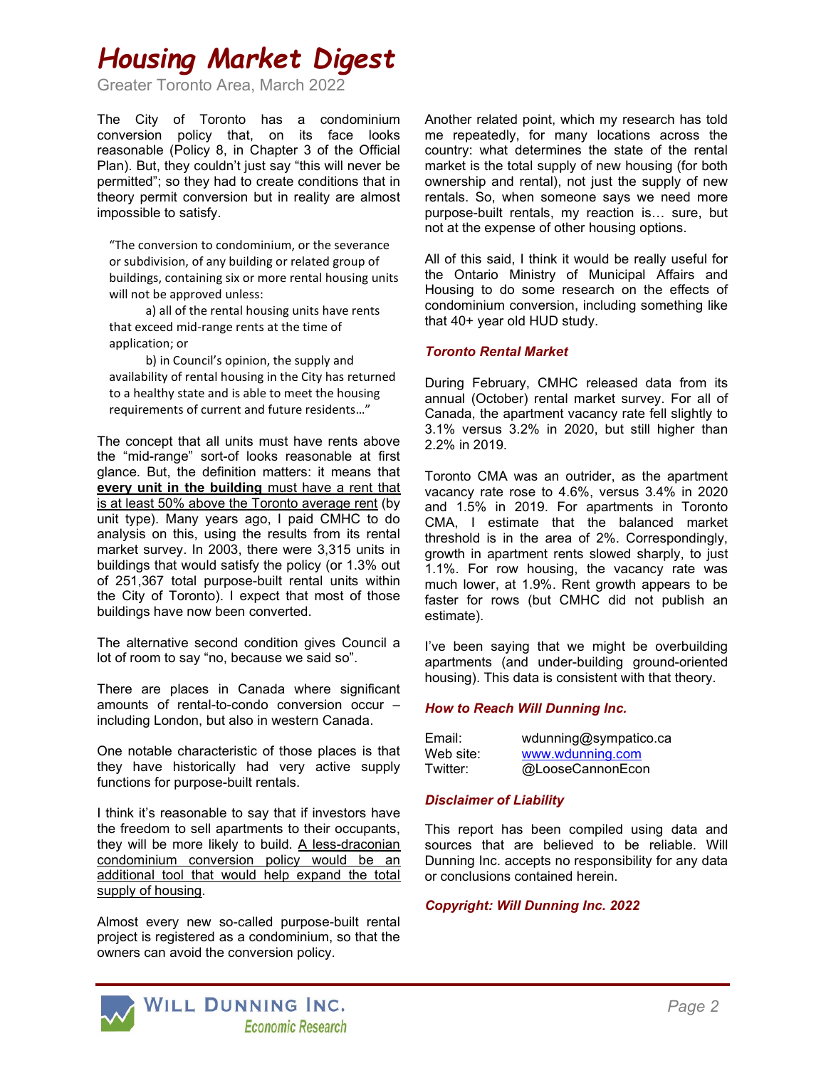The City of Toronto has a condominium conversion policy that, on its face looks reasonable (Policy 8, in Chapter 3 of the Official Plan). But, they couldn't just say "this will never be permitted"; so they had to create conditions that in theory permit conversion but in reality are almost impossible to satisfy.

> "The conversion to condominium, or the severance or subdivision, of any building or related group of buildings, containing six or more rental housing units will not be approved unless:
>
> a) all of the rental housing units have rents that exceed mid-range rents at the time of application; or
>
> b) in Council's opinion, the supply and availability of rental housing in the City has returned to a healthy state and is able to meet the housing requirements of current and future residents…"

The concept that all units must have rents above the "mid-range" sort-of looks reasonable at first glance. But, the definition matters: it means that <u>**every unit in the building** must have a rent that is at least 50% above the Toronto average rent</u> (by unit type). Many years ago, I paid CMHC to do analysis on this, using the results from its rental market survey. In 2003, there were 3,315 units in buildings that would satisfy the policy (or 1.3% out of 251,367 total purpose-built rental units within the City of Toronto). I expect that most of those buildings have now been converted.

The alternative second condition gives Council a lot of room to say "no, because we said so".

There are places in Canada where significant amounts of rental-to-condo conversion occur – including London, but also in western Canada.

One notable characteristic of those places is that they have historically had very active supply functions for purpose-built rentals.

I think it's reasonable to say that if investors have the freedom to sell apartments to their occupants, they will be more likely to build. <u>A less-draconian condominium conversion policy would be an additional tool that would help expand the total supply of housing</u>.

Almost every new so-called purpose-built rental project is registered as a condominium, so that the owners can avoid the conversion policy.

Another related point, which my research has told me repeatedly, for many locations across the country: what determines the state of the rental market is the total supply of new housing (for both ownership and rental), not just the supply of new rentals. So, when someone says we need more purpose-built rentals, my reaction is… sure, but not at the expense of other housing options.

All of this said, I think it would be really useful for the Ontario Ministry of Municipal Affairs and Housing to do some research on the effects of condominium conversion, including something like that 40+ year old HUD study.

### *Toronto Rental Market*

During February, CMHC released data from its annual (October) rental market survey. For all of Canada, the apartment vacancy rate fell slightly to 3.1% versus 3.2% in 2020, but still higher than 2.2% in 2019.

Toronto CMA was an outrider, as the apartment vacancy rate rose to 4.6%, versus 3.4% in 2020 and 1.5% in 2019. For apartments in Toronto CMA, I estimate that the balanced market threshold is in the area of 2%. Correspondingly, growth in apartment rents slowed sharply, to just 1.1%. For row housing, the vacancy rate was much lower, at 1.9%. Rent growth appears to be faster for rows (but CMHC did not publish an estimate).

I've been saying that we might be overbuilding apartments (and under-building ground-oriented housing). This data is consistent with that theory.

### *How to Reach Will Dunning Inc.*

| | |
|---|---|
| Email: | wdunning@sympatico.ca |
| Web site: | www.wdunning.com |
| Twitter: | @LooseCannonEcon |

### *Disclaimer of Liability*

This report has been compiled using data and sources that are believed to be reliable. Will Dunning Inc. accepts no responsibility for any data or conclusions contained herein.

### *Copyright: Will Dunning Inc. 2022*